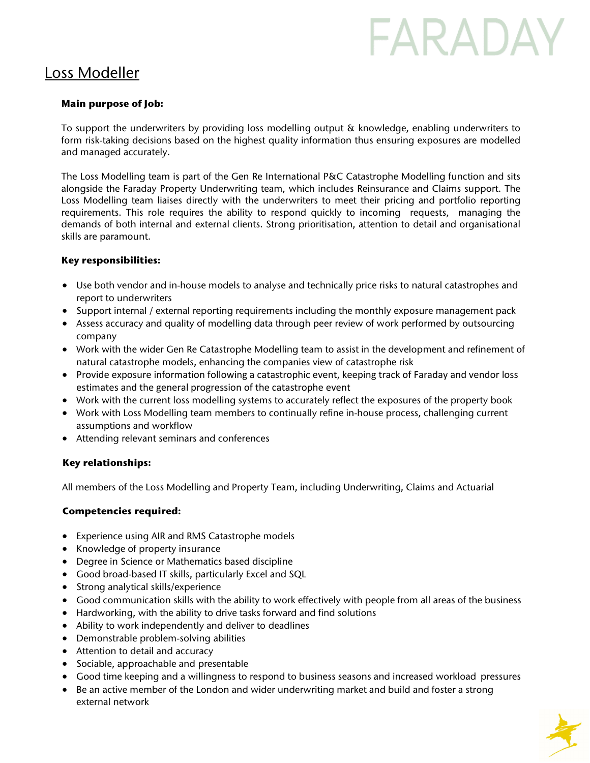FARADAY

# Loss Modeller

**Main purpose of Job:**

To support the underwriters by providing loss modelling output & knowledge, enabling underwriters to form risk-taking decisions based on the highest quality information thus ensuring exposures are modelled and managed accurately.

The Loss Modelling team is part of the Gen Re International P&C Catastrophe Modelling function and sits alongside the Faraday Property Underwriting team, which includes Reinsurance and Claims support. The Loss Modelling team liaises directly with the underwriters to meet their pricing and portfolio reporting requirements. This role requires the ability to respond quickly to incoming requests, managing the demands of both internal and external clients. Strong prioritisation, attention to detail and organisational skills are paramount.

**Key responsibilities:**

- Use both vendor and in-house models to analyse and technically price risks to natural catastrophes and report to underwriters
- Support internal / external reporting requirements including the monthly exposure management pack
- Assess accuracy and quality of modelling data through peer review of work performed by outsourcing company
- Work with the wider Gen Re Catastrophe Modelling team to assist in the development and refinement of natural catastrophe models, enhancing the companies view of catastrophe risk
- Provide exposure information following a catastrophic event, keeping track of Faraday and vendor loss estimates and the general progression of the catastrophe event
- Work with the current loss modelling systems to accurately reflect the exposures of the property book
- Work with Loss Modelling team members to continually refine in-house process, challenging current assumptions and workflow
- Attending relevant seminars and conferences

**Key relationships:**

All members of the Loss Modelling and Property Team, including Underwriting, Claims and Actuarial

**Competencies required:**

- Experience using AIR and RMS Catastrophe models
- Knowledge of property insurance
- Degree in Science or Mathematics based discipline
- Good broad-based IT skills, particularly Excel and SQL
- Strong analytical skills/experience
- Good communication skills with the ability to work effectively with people from all areas of the business
- Hardworking, with the ability to drive tasks forward and find solutions
- Ability to work independently and deliver to deadlines
- Demonstrable problem-solving abilities
- Attention to detail and accuracy
- Sociable, approachable and presentable
- Good time keeping and a willingness to respond to business seasons and increased workload pressures
- Be an active member of the London and wider underwriting market and build and foster a strong external network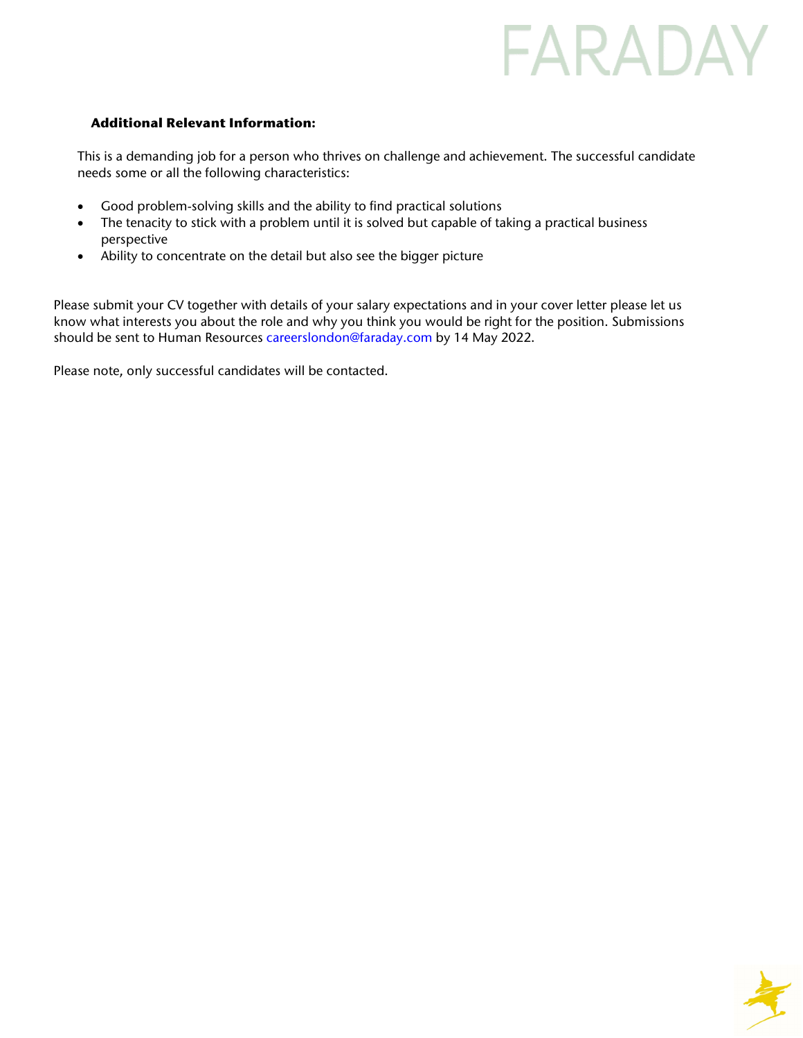**Additional Relevant Information:**

This is a demanding job for a person who thrives on challenge and achievement. The successful candidate needs some or all the following characteristics:

- Good problem-solving skills and the ability to find practical solutions
- The tenacity to stick with a problem until it is solved but capable of taking a practical business perspective
- Ability to concentrate on the detail but also see the bigger picture

Please submit your CV together with details of your salary expectations and in your cover letter please let us know what interests you about the role and why you think you would be right for the position. Submissions should be sent to Human Resources careerslondon@faraday.com by 14 May 2022.

Please note, only successful candidates will be contacted.